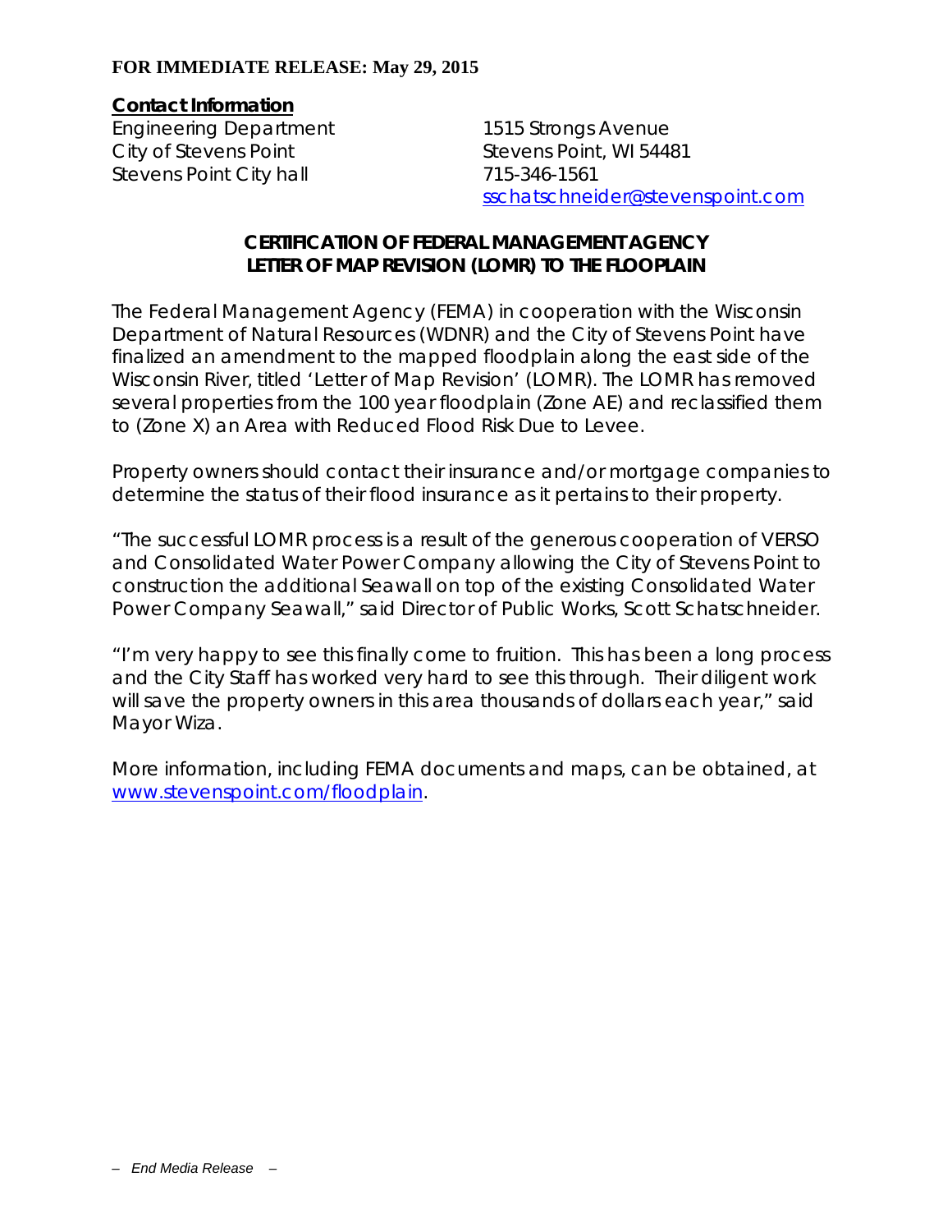**FOR IMMEDIATE RELEASE: May 29, 2015**

**Contact Information**

Engineering Department
City of Stevens Point
Stevens Point City hall

1515 Strongs Avenue
Stevens Point, WI 54481
715-346-1561
sschatschneider@stevenspoint.com

## CERTIFICATION OF FEDERAL MANAGEMENT AGENCY LETTER OF MAP REVISION (LOMR) TO THE FLOOPLAIN

The Federal Management Agency (FEMA) in cooperation with the Wisconsin Department of Natural Resources (WDNR) and the City of Stevens Point have finalized an amendment to the mapped floodplain along the east side of the Wisconsin River, titled 'Letter of Map Revision' (LOMR). The LOMR has removed several properties from the 100 year floodplain (Zone AE) and reclassified them to (Zone X) an Area with Reduced Flood Risk Due to Levee.

Property owners should contact their insurance and/or mortgage companies to determine the status of their flood insurance as it pertains to their property.

"The successful LOMR process is a result of the generous cooperation of VERSO and Consolidated Water Power Company allowing the City of Stevens Point to construction the additional Seawall on top of the existing Consolidated Water Power Company Seawall," said Director of Public Works, Scott Schatschneider.

"I'm very happy to see this finally come to fruition. This has been a long process and the City Staff has worked very hard to see this through. Their diligent work will save the property owners in this area thousands of dollars each year," said Mayor Wiza.

More information, including FEMA documents and maps, can be obtained, at www.stevenspoint.com/floodplain.

*– End Media Release –*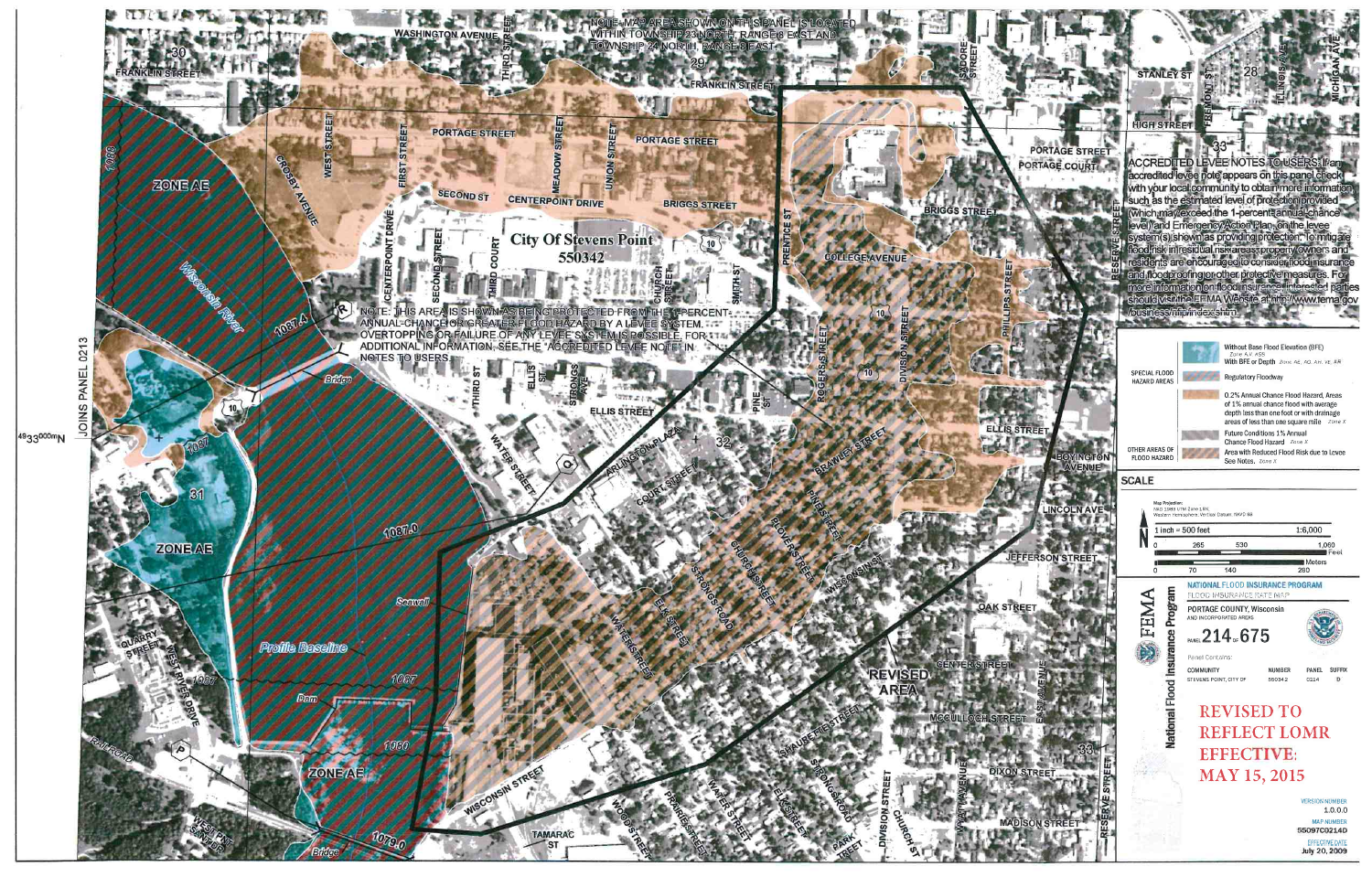NOTE: MAP AREA SHOWN ON THIS PANEL IS LOCATED WITHIN TOWNSHIP 23 NORTH, RANGE 8 EAST AND TOWNSHIP 24 NORTH, RANGE 8 EAST.

City Of Stevens Point
550342

NOTE: THIS AREA IS SHOWN AS BEING PROTECTED FROM THE 1-PERCENT-ANNUAL-CHANCE OR GREATER FLOOD HAZARD BY A LEVEE SYSTEM. OVERTOPPING OR FAILURE OF ANY LEVEE SYSTEM IS POSSIBLE. FOR ADDITIONAL INFORMATION, SEE THE "ACCREDITED LEVEE NOTE" IN NOTES TO USERS.

ACCREDITED LEVEE NOTES TO USERS: If an accredited levee note appears on this panel check with your local community to obtain more information, such as the estimated level of protection provided (which may exceed the 1-percent-annual-chance level) and Emergency Action Plan, on the levee system(s) shown as providing protection. To mitigate flood risk in residual risk areas, property owners and residents are encouraged to consider flood insurance and floodproofing or other protective measures. For more information on flood insurance, interested parties should visit the FEMA Website at http://www.fema.gov/business/nfip/index.shtm.

JOINS PANEL 0213

ZONE AE

Wisconsin River

Profile Baseline

Seawall

Dam

Bridge

REVISED AREA

SPECIAL FLOOD HAZARD AREAS
- Without Base Flood Elevation (BFE) Zone A, V, A99
- With BFE or Depth Zone AE, AO, AH, VE, AR
- Regulatory Floodway

OTHER AREAS OF FLOOD HAZARD
- 0.2% Annual Chance Flood Hazard, Areas of 1% annual chance flood with average depth less than one foot or with drainage areas of less than one square mile Zone X
- Future Conditions 1% Annual Chance Flood Hazard Zone X
- Area with Reduced Flood Risk due to Levee See Notes. Zone X

SCALE

Map Projection: NAD 1983 UTM Zone 16N, Western Hemisphere; Vertical Datum: NAVD 88

1 inch = 500 feet 1:6,000

0 265 530 1,060 Feet

0 70 140 280 Meters

NATIONAL FLOOD INSURANCE PROGRAM

FLOOD INSURANCE RATE MAP

PORTAGE COUNTY, Wisconsin
AND INCORPORATED AREAS

PANEL 214 OF 675

Panel Contains:

| COMMUNITY | NUMBER | PANEL | SUFFIX |
|---|---|---|---|
| STEVENS POINT, CITY OF | 550342 | 0214 | D |

REVISED TO REFLECT LOMR
EFFECTIVE: MAY 15, 2015

VERSION NUMBER
1.0.0.0

MAP NUMBER
55097C0214D

EFFECTIVE DATE
July 20, 2009